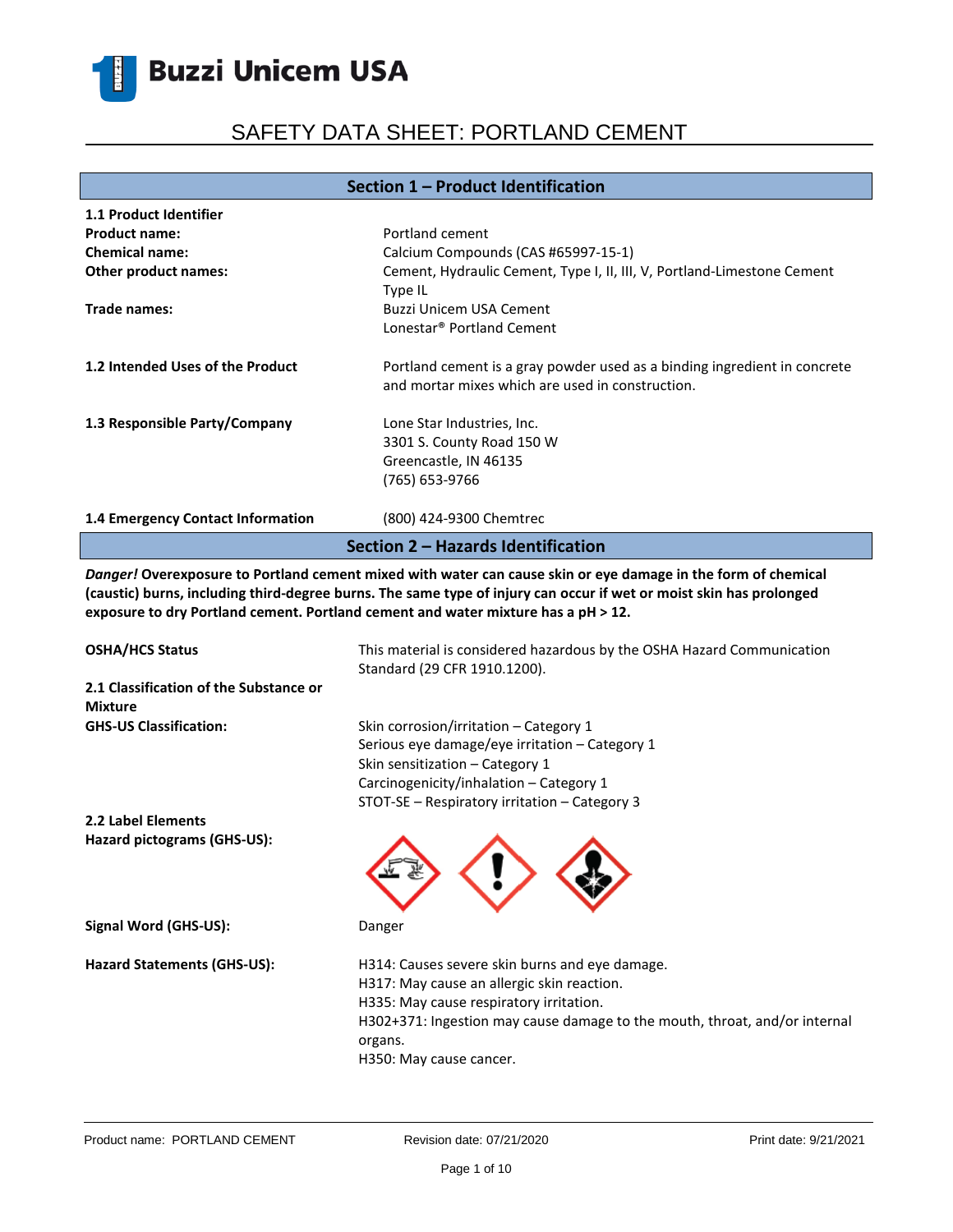Buzzi Unicem USA

# SAFETY DATA SHEET: PORTLAND CEMENT

## Section 1 – Product Identification

**1.1 Product Identifier**

| | |
|---|---|
| **Product name:** | Portland cement |
| **Chemical name:** | Calcium Compounds (CAS #65997-15-1) |
| **Other product names:** | Cement, Hydraulic Cement, Type I, II, III, V, Portland-Limestone Cement Type IL |
| **Trade names:** | Buzzi Unicem USA Cement<br>Lonestar® Portland Cement |

**1.2 Intended Uses of the Product**

Portland cement is a gray powder used as a binding ingredient in concrete and mortar mixes which are used in construction.

**1.3 Responsible Party/Company**

Lone Star Industries, Inc.
3301 S. County Road 150 W
Greencastle, IN 46135
(765) 653-9766

**1.4 Emergency Contact Information**

(800) 424-9300 Chemtrec

## Section 2 – Hazards Identification

***Danger!*** **Overexposure to Portland cement mixed with water can cause skin or eye damage in the form of chemical (caustic) burns, including third-degree burns. The same type of injury can occur if wet or moist skin has prolonged exposure to dry Portland cement. Portland cement and water mixture has a pH > 12.**

**OSHA/HCS Status**

This material is considered hazardous by the OSHA Hazard Communication Standard (29 CFR 1910.1200).

**2.1 Classification of the Substance or Mixture**

**GHS-US Classification:**

Skin corrosion/irritation – Category 1
Serious eye damage/eye irritation – Category 1
Skin sensitization – Category 1
Carcinogenicity/inhalation – Category 1
STOT-SE – Respiratory irritation – Category 3

**2.2 Label Elements**

**Hazard pictograms (GHS-US):**

**Signal Word (GHS-US):** Danger

**Hazard Statements (GHS-US):**

H314: Causes severe skin burns and eye damage.
H317: May cause an allergic skin reaction.
H335: May cause respiratory irritation.
H302+371: Ingestion may cause damage to the mouth, throat, and/or internal organs.
H350: May cause cancer.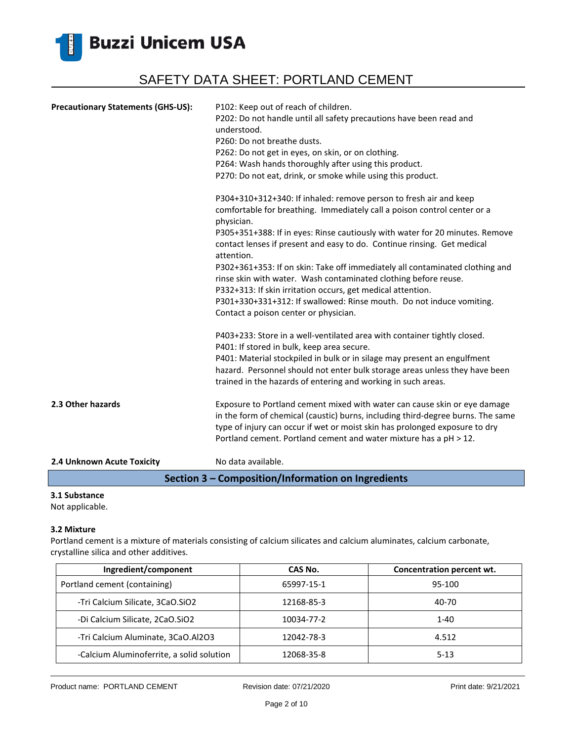**Precautionary Statements (GHS-US):**

P102: Keep out of reach of children.
P202: Do not handle until all safety precautions have been read and understood.
P260: Do not breathe dusts.
P262: Do not get in eyes, on skin, or on clothing.
P264: Wash hands thoroughly after using this product.
P270: Do not eat, drink, or smoke while using this product.

P304+310+312+340: If inhaled: remove person to fresh air and keep comfortable for breathing. Immediately call a poison control center or a physician.
P305+351+388: If in eyes: Rinse cautiously with water for 20 minutes. Remove contact lenses if present and easy to do. Continue rinsing. Get medical attention.
P302+361+353: If on skin: Take off immediately all contaminated clothing and rinse skin with water. Wash contaminated clothing before reuse.
P332+313: If skin irritation occurs, get medical attention.
P301+330+331+312: If swallowed: Rinse mouth. Do not induce vomiting. Contact a poison center or physician.

P403+233: Store in a well-ventilated area with container tightly closed.
P401: If stored in bulk, keep area secure.
P401: Material stockpiled in bulk or in silage may present an engulfment hazard. Personnel should not enter bulk storage areas unless they have been trained in the hazards of entering and working in such areas.

**2.3 Other hazards**

Exposure to Portland cement mixed with water can cause skin or eye damage in the form of chemical (caustic) burns, including third-degree burns. The same type of injury can occur if wet or moist skin has prolonged exposure to dry Portland cement. Portland cement and water mixture has a pH > 12.

**2.4 Unknown Acute Toxicity**

No data available.

## Section 3 – Composition/Information on Ingredients

**3.1 Substance**

Not applicable.

**3.2 Mixture**

Portland cement is a mixture of materials consisting of calcium silicates and calcium aluminates, calcium carbonate, crystalline silica and other additives.

| Ingredient/component | CAS No. | Concentration percent wt. |
|---|---|---|
| Portland cement (containing) | 65997-15-1 | 95-100 |
| -Tri Calcium Silicate, $3CaO.SiO_2$ | 12168-85-3 | 40-70 |
| -Di Calcium Silicate, $2CaO.SiO_2$ | 10034-77-2 | 1-40 |
| -Tri Calcium Aluminate, $3CaO.Al_2O_3$ | 12042-78-3 | 4.512 |
| -Calcium Aluminoferrite, a solid solution | 12068-35-8 | 5-13 |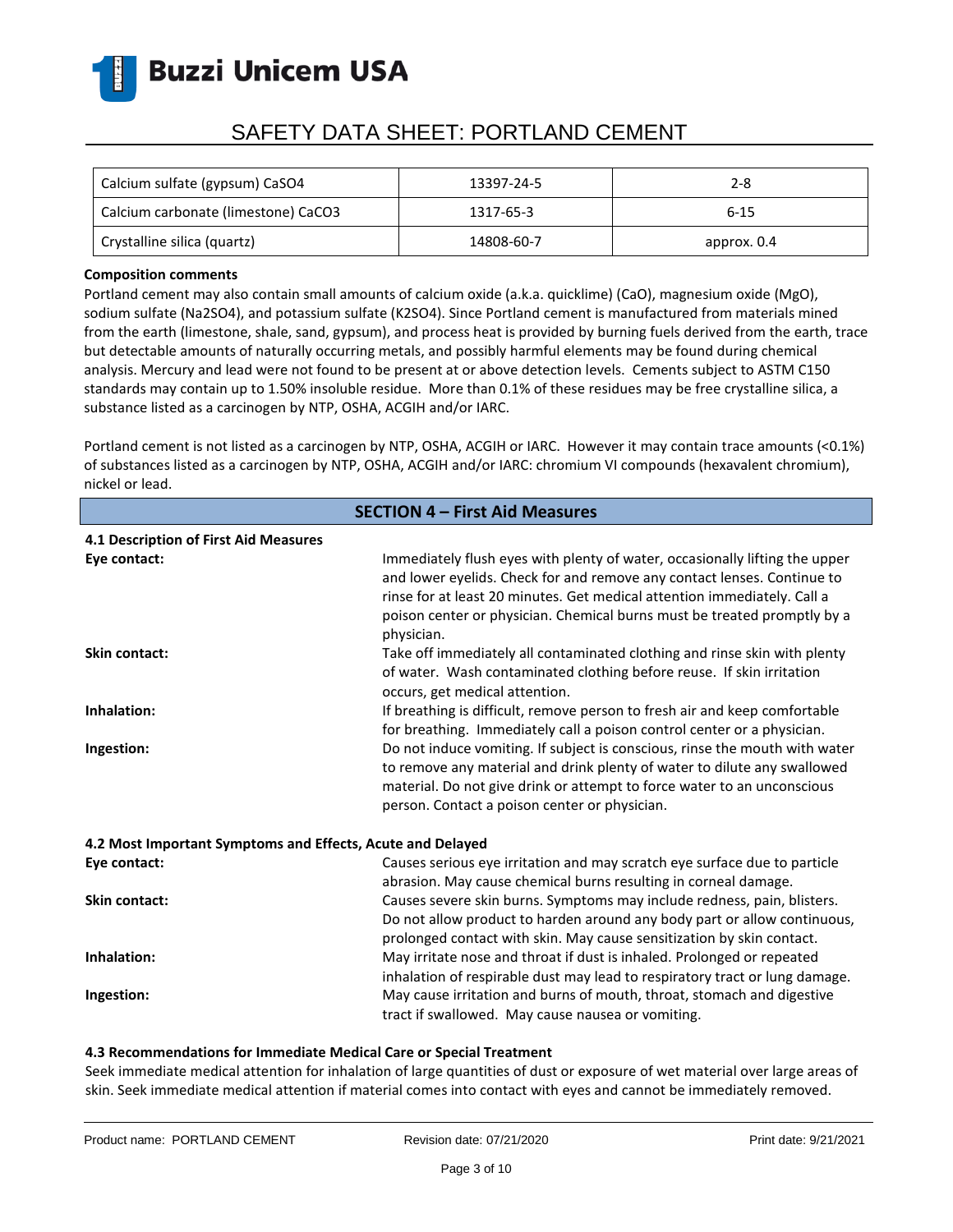| Calcium sulfate (gypsum) $CaSO_4$ | 13397-24-5 | 2-8 |
|---|---|---|
| Calcium carbonate (limestone) $CaCO_3$ | 1317-65-3 | 6-15 |
| Crystalline silica (quartz) | 14808-60-7 | approx. 0.4 |

**Composition comments**

Portland cement may also contain small amounts of calcium oxide (a.k.a. quicklime) (CaO), magnesium oxide (MgO), sodium sulfate ($Na_2SO_4$), and potassium sulfate ($K_2SO_4$). Since Portland cement is manufactured from materials mined from the earth (limestone, shale, sand, gypsum), and process heat is provided by burning fuels derived from the earth, trace but detectable amounts of naturally occurring metals, and possibly harmful elements may be found during chemical analysis. Mercury and lead were not found to be present at or above detection levels. Cements subject to ASTM C150 standards may contain up to 1.50% insoluble residue. More than 0.1% of these residues may be free crystalline silica, a substance listed as a carcinogen by NTP, OSHA, ACGIH and/or IARC.

Portland cement is not listed as a carcinogen by NTP, OSHA, ACGIH or IARC. However it may contain trace amounts (<0.1%) of substances listed as a carcinogen by NTP, OSHA, ACGIH and/or IARC: chromium VI compounds (hexavalent chromium), nickel or lead.

## SECTION 4 – First Aid Measures

### 4.1 Description of First Aid Measures

**Eye contact:** Immediately flush eyes with plenty of water, occasionally lifting the upper and lower eyelids. Check for and remove any contact lenses. Continue to rinse for at least 20 minutes. Get medical attention immediately. Call a poison center or physician. Chemical burns must be treated promptly by a physician.

**Skin contact:** Take off immediately all contaminated clothing and rinse skin with plenty of water. Wash contaminated clothing before reuse. If skin irritation occurs, get medical attention.

**Inhalation:** If breathing is difficult, remove person to fresh air and keep comfortable for breathing. Immediately call a poison control center or a physician.

**Ingestion:** Do not induce vomiting. If subject is conscious, rinse the mouth with water to remove any material and drink plenty of water to dilute any swallowed material. Do not give drink or attempt to force water to an unconscious person. Contact a poison center or physician.

### 4.2 Most Important Symptoms and Effects, Acute and Delayed

**Eye contact:** Causes serious eye irritation and may scratch eye surface due to particle abrasion. May cause chemical burns resulting in corneal damage.

**Skin contact:** Causes severe skin burns. Symptoms may include redness, pain, blisters. Do not allow product to harden around any body part or allow continuous, prolonged contact with skin. May cause sensitization by skin contact.

**Inhalation:** May irritate nose and throat if dust is inhaled. Prolonged or repeated inhalation of respirable dust may lead to respiratory tract or lung damage.

**Ingestion:** May cause irritation and burns of mouth, throat, stomach and digestive tract if swallowed. May cause nausea or vomiting.

### 4.3 Recommendations for Immediate Medical Care or Special Treatment

Seek immediate medical attention for inhalation of large quantities of dust or exposure of wet material over large areas of skin. Seek immediate medical attention if material comes into contact with eyes and cannot be immediately removed.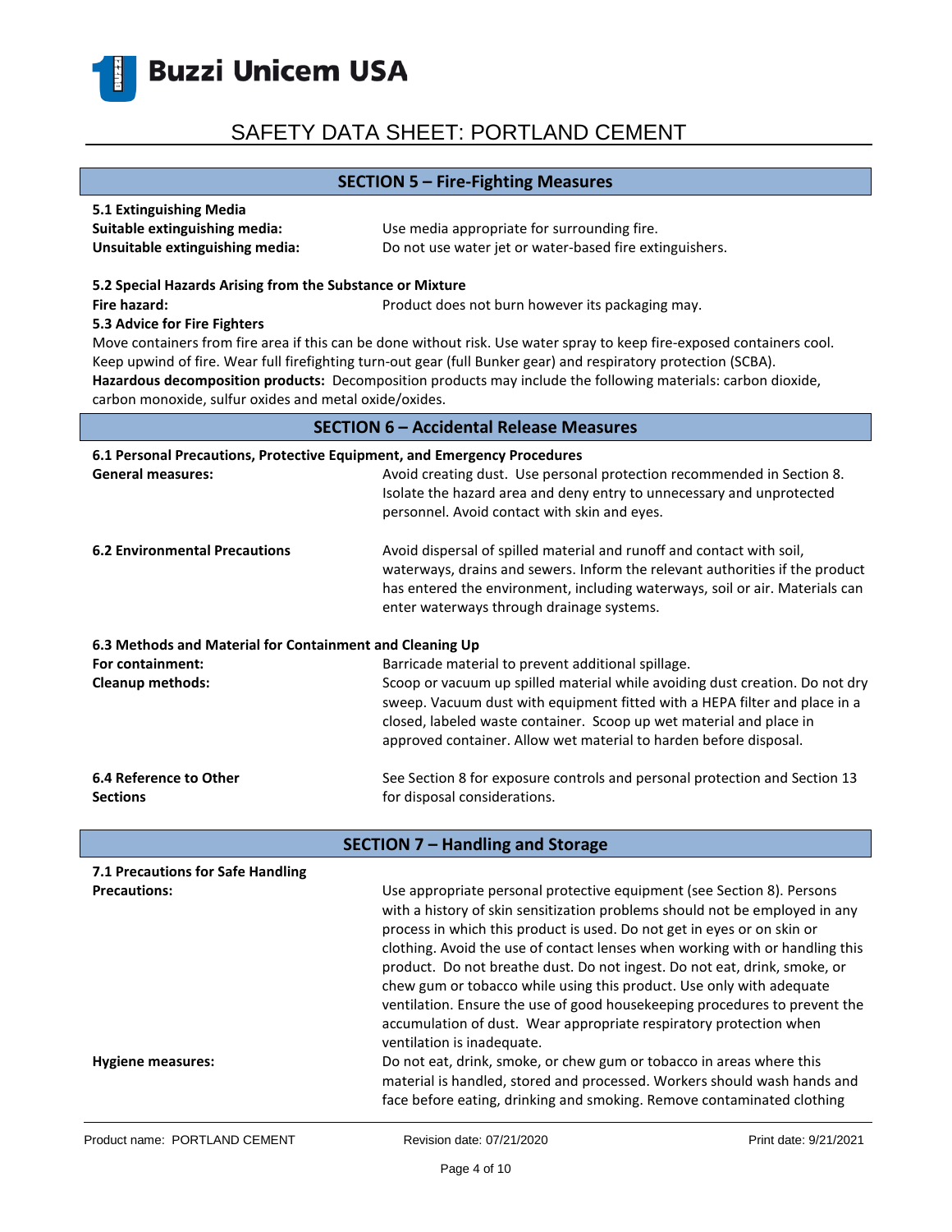## SECTION 5 – Fire-Fighting Measures

**5.1 Extinguishing Media**

**Suitable extinguishing media:** Use media appropriate for surrounding fire.

**Unsuitable extinguishing media:** Do not use water jet or water-based fire extinguishers.

**5.2 Special Hazards Arising from the Substance or Mixture**

**Fire hazard:** Product does not burn however its packaging may.

**5.3 Advice for Fire Fighters**

Move containers from fire area if this can be done without risk. Use water spray to keep fire-exposed containers cool. Keep upwind of fire. Wear full firefighting turn-out gear (full Bunker gear) and respiratory protection (SCBA).

**Hazardous decomposition products:** Decomposition products may include the following materials: carbon dioxide, carbon monoxide, sulfur oxides and metal oxide/oxides.

## SECTION 6 – Accidental Release Measures

**6.1 Personal Precautions, Protective Equipment, and Emergency Procedures**

**General measures:** Avoid creating dust. Use personal protection recommended in Section 8. Isolate the hazard area and deny entry to unnecessary and unprotected personnel. Avoid contact with skin and eyes.

**6.2 Environmental Precautions** Avoid dispersal of spilled material and runoff and contact with soil, waterways, drains and sewers. Inform the relevant authorities if the product has entered the environment, including waterways, soil or air. Materials can enter waterways through drainage systems.

**6.3 Methods and Material for Containment and Cleaning Up**

**For containment:** Barricade material to prevent additional spillage.

**Cleanup methods:** Scoop or vacuum up spilled material while avoiding dust creation. Do not dry sweep. Vacuum dust with equipment fitted with a HEPA filter and place in a closed, labeled waste container. Scoop up wet material and place in approved container. Allow wet material to harden before disposal.

**6.4 Reference to Other Sections** See Section 8 for exposure controls and personal protection and Section 13 for disposal considerations.

## SECTION 7 – Handling and Storage

**7.1 Precautions for Safe Handling**

**Precautions:** Use appropriate personal protective equipment (see Section 8). Persons with a history of skin sensitization problems should not be employed in any process in which this product is used. Do not get in eyes or on skin or clothing. Avoid the use of contact lenses when working with or handling this product. Do not breathe dust. Do not ingest. Do not eat, drink, smoke, or chew gum or tobacco while using this product. Use only with adequate ventilation. Ensure the use of good housekeeping procedures to prevent the accumulation of dust. Wear appropriate respiratory protection when ventilation is inadequate.

**Hygiene measures:** Do not eat, drink, smoke, or chew gum or tobacco in areas where this material is handled, stored and processed. Workers should wash hands and face before eating, drinking and smoking. Remove contaminated clothing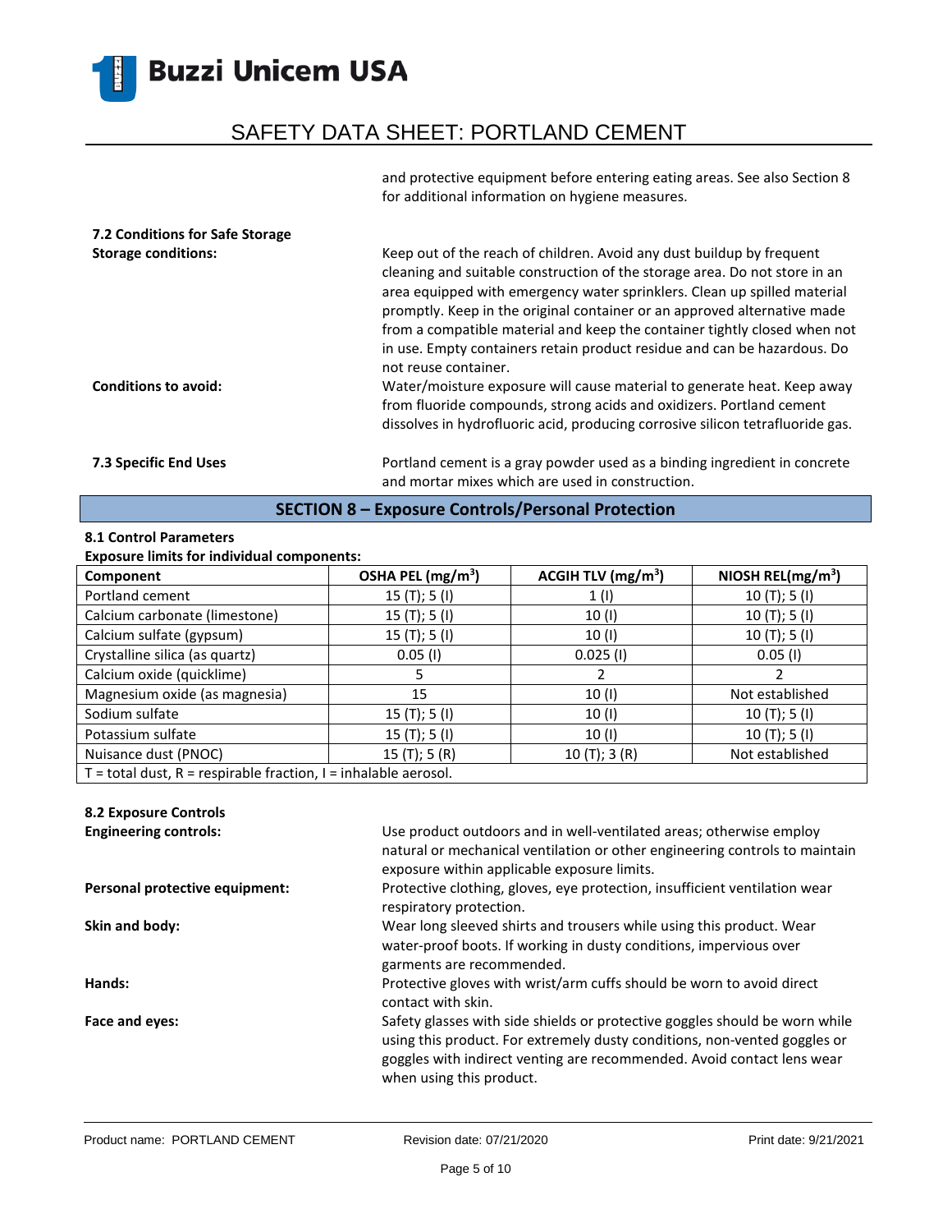and protective equipment before entering eating areas. See also Section 8 for additional information on hygiene measures.

**7.2 Conditions for Safe Storage**

**Storage conditions:** Keep out of the reach of children. Avoid any dust buildup by frequent cleaning and suitable construction of the storage area. Do not store in an area equipped with emergency water sprinklers. Clean up spilled material promptly. Keep in the original container or an approved alternative made from a compatible material and keep the container tightly closed when not in use. Empty containers retain product residue and can be hazardous. Do not reuse container.

**Conditions to avoid:** Water/moisture exposure will cause material to generate heat. Keep away from fluoride compounds, strong acids and oxidizers. Portland cement dissolves in hydrofluoric acid, producing corrosive silicon tetrafluoride gas.

**7.3 Specific End Uses** Portland cement is a gray powder used as a binding ingredient in concrete and mortar mixes which are used in construction.

## SECTION 8 – Exposure Controls/Personal Protection

**8.1 Control Parameters**

**Exposure limits for individual components:**

| Component | OSHA PEL (mg/m$^3$) | ACGIH TLV (mg/m$^3$) | NIOSH REL(mg/m$^3$) |
|---|---|---|---|
| Portland cement | 15 (T); 5 (I) | 1 (I) | 10 (T); 5 (I) |
| Calcium carbonate (limestone) | 15 (T); 5 (I) | 10 (I) | 10 (T); 5 (I) |
| Calcium sulfate (gypsum) | 15 (T); 5 (I) | 10 (I) | 10 (T); 5 (I) |
| Crystalline silica (as quartz) | 0.05 (I) | 0.025 (I) | 0.05 (I) |
| Calcium oxide (quicklime) | 5 | 2 | 2 |
| Magnesium oxide (as magnesia) | 15 | 10 (I) | Not established |
| Sodium sulfate | 15 (T); 5 (I) | 10 (I) | 10 (T); 5 (I) |
| Potassium sulfate | 15 (T); 5 (I) | 10 (I) | 10 (T); 5 (I) |
| Nuisance dust (PNOC) | 15 (T); 5 (R) | 10 (T); 3 (R) | Not established |
| T = total dust, R = respirable fraction, I = inhalable aerosol. | | | |

**8.2 Exposure Controls**

**Engineering controls:** Use product outdoors and in well-ventilated areas; otherwise employ natural or mechanical ventilation or other engineering controls to maintain exposure within applicable exposure limits.

**Personal protective equipment:** Protective clothing, gloves, eye protection, insufficient ventilation wear respiratory protection.

**Skin and body:** Wear long sleeved shirts and trousers while using this product. Wear water-proof boots. If working in dusty conditions, impervious over garments are recommended.

**Hands:** Protective gloves with wrist/arm cuffs should be worn to avoid direct contact with skin.

**Face and eyes:** Safety glasses with side shields or protective goggles should be worn while using this product. For extremely dusty conditions, non-vented goggles or goggles with indirect venting are recommended. Avoid contact lens wear when using this product.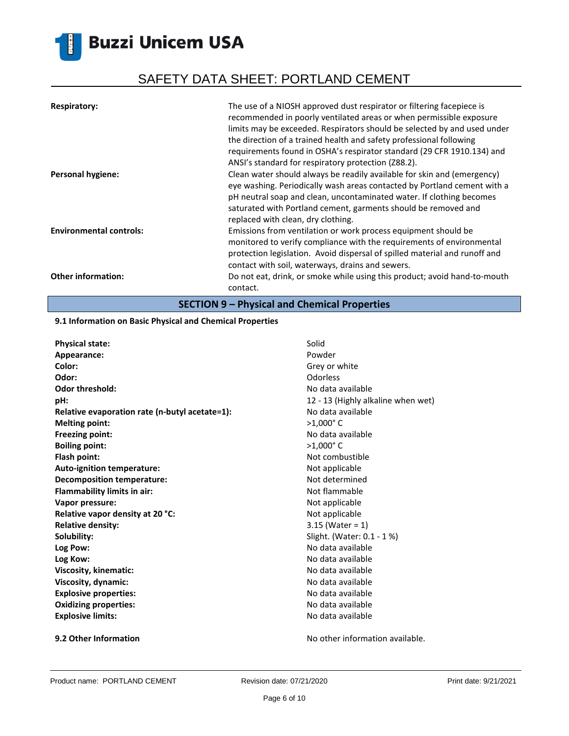**Respiratory:** The use of a NIOSH approved dust respirator or filtering facepiece is recommended in poorly ventilated areas or when permissible exposure limits may be exceeded. Respirators should be selected by and used under the direction of a trained health and safety professional following requirements found in OSHA's respirator standard (29 CFR 1910.134) and ANSI's standard for respiratory protection (Z88.2).

**Personal hygiene:** Clean water should always be readily available for skin and (emergency) eye washing. Periodically wash areas contacted by Portland cement with a pH neutral soap and clean, uncontaminated water. If clothing becomes saturated with Portland cement, garments should be removed and replaced with clean, dry clothing.

**Environmental controls:** Emissions from ventilation or work process equipment should be monitored to verify compliance with the requirements of environmental protection legislation. Avoid dispersal of spilled material and runoff and contact with soil, waterways, drains and sewers.

**Other information:** Do not eat, drink, or smoke while using this product; avoid hand-to-mouth contact.

## SECTION 9 – Physical and Chemical Properties

### 9.1 Information on Basic Physical and Chemical Properties

| Property | Value |
|---|---|
| **Physical state:** | Solid |
| **Appearance:** | Powder |
| **Color:** | Grey or white |
| **Odor:** | Odorless |
| **Odor threshold:** | No data available |
| **pH:** | 12 - 13 (Highly alkaline when wet) |
| **Relative evaporation rate (n-butyl acetate=1):** | No data available |
| **Melting point:** | >1,000° C |
| **Freezing point:** | No data available |
| **Boiling point:** | >1,000° C |
| **Flash point:** | Not combustible |
| **Auto-ignition temperature:** | Not applicable |
| **Decomposition temperature:** | Not determined |
| **Flammability limits in air:** | Not flammable |
| **Vapor pressure:** | Not applicable |
| **Relative vapor density at 20 °C:** | Not applicable |
| **Relative density:** | 3.15 (Water = 1) |
| **Solubility:** | Slight. (Water: 0.1 - 1 %) |
| **Log Pow:** | No data available |
| **Log Kow:** | No data available |
| **Viscosity, kinematic:** | No data available |
| **Viscosity, dynamic:** | No data available |
| **Explosive properties:** | No data available |
| **Oxidizing properties:** | No data available |
| **Explosive limits:** | No data available |

### 9.2 Other Information

No other information available.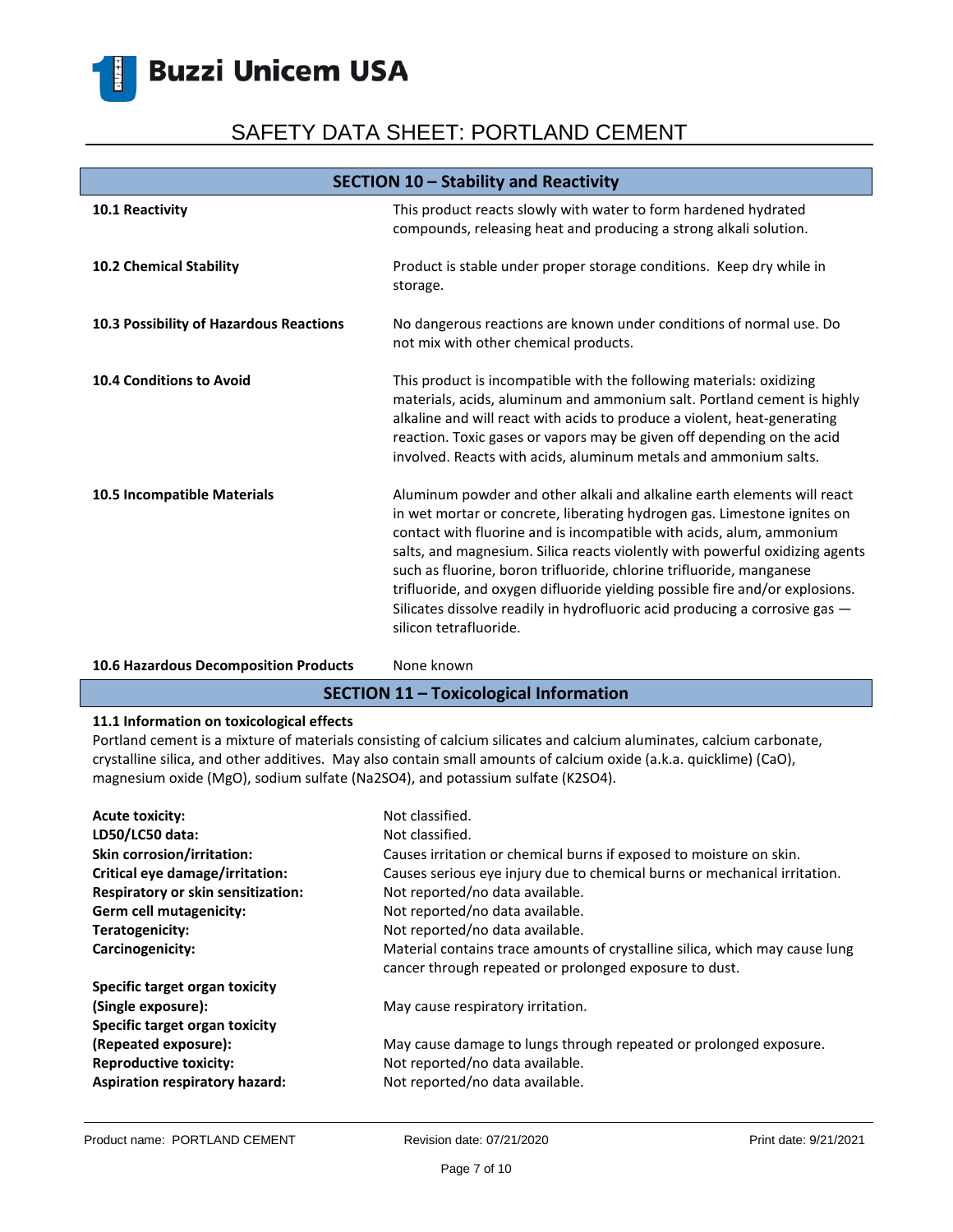# SAFETY DATA SHEET: PORTLAND CEMENT

## SECTION 10 – Stability and Reactivity

| | |
|---|---|
| **10.1 Reactivity** | This product reacts slowly with water to form hardened hydrated compounds, releasing heat and producing a strong alkali solution. |
| **10.2 Chemical Stability** | Product is stable under proper storage conditions. Keep dry while in storage. |
| **10.3 Possibility of Hazardous Reactions** | No dangerous reactions are known under conditions of normal use. Do not mix with other chemical products. |
| **10.4 Conditions to Avoid** | This product is incompatible with the following materials: oxidizing materials, acids, aluminum and ammonium salt. Portland cement is highly alkaline and will react with acids to produce a violent, heat-generating reaction. Toxic gases or vapors may be given off depending on the acid involved. Reacts with acids, aluminum metals and ammonium salts. |
| **10.5 Incompatible Materials** | Aluminum powder and other alkali and alkaline earth elements will react in wet mortar or concrete, liberating hydrogen gas. Limestone ignites on contact with fluorine and is incompatible with acids, alum, ammonium salts, and magnesium. Silica reacts violently with powerful oxidizing agents such as fluorine, boron trifluoride, chlorine trifluoride, manganese trifluoride, and oxygen difluoride yielding possible fire and/or explosions. Silicates dissolve readily in hydrofluoric acid producing a corrosive gas — silicon tetrafluoride. |
| **10.6 Hazardous Decomposition Products** | None known |

## SECTION 11 – Toxicological Information

**11.1 Information on toxicological effects**

Portland cement is a mixture of materials consisting of calcium silicates and calcium aluminates, calcium carbonate, crystalline silica, and other additives. May also contain small amounts of calcium oxide (a.k.a. quicklime) ($CaO$), magnesium oxide ($MgO$), sodium sulfate ($Na_2SO_4$), and potassium sulfate ($K_2SO_4$).

| | |
|---|---|
| **Acute toxicity:** | Not classified. |
| **LD50/LC50 data:** | Not classified. |
| **Skin corrosion/irritation:** | Causes irritation or chemical burns if exposed to moisture on skin. |
| **Critical eye damage/irritation:** | Causes serious eye injury due to chemical burns or mechanical irritation. |
| **Respiratory or skin sensitization:** | Not reported/no data available. |
| **Germ cell mutagenicity:** | Not reported/no data available. |
| **Teratogenicity:** | Not reported/no data available. |
| **Carcinogenicity:** | Material contains trace amounts of crystalline silica, which may cause lung cancer through repeated or prolonged exposure to dust. |
| **Specific target organ toxicity (Single exposure):** | May cause respiratory irritation. |
| **Specific target organ toxicity (Repeated exposure):** | May cause damage to lungs through repeated or prolonged exposure. |
| **Reproductive toxicity:** | Not reported/no data available. |
| **Aspiration respiratory hazard:** | Not reported/no data available. |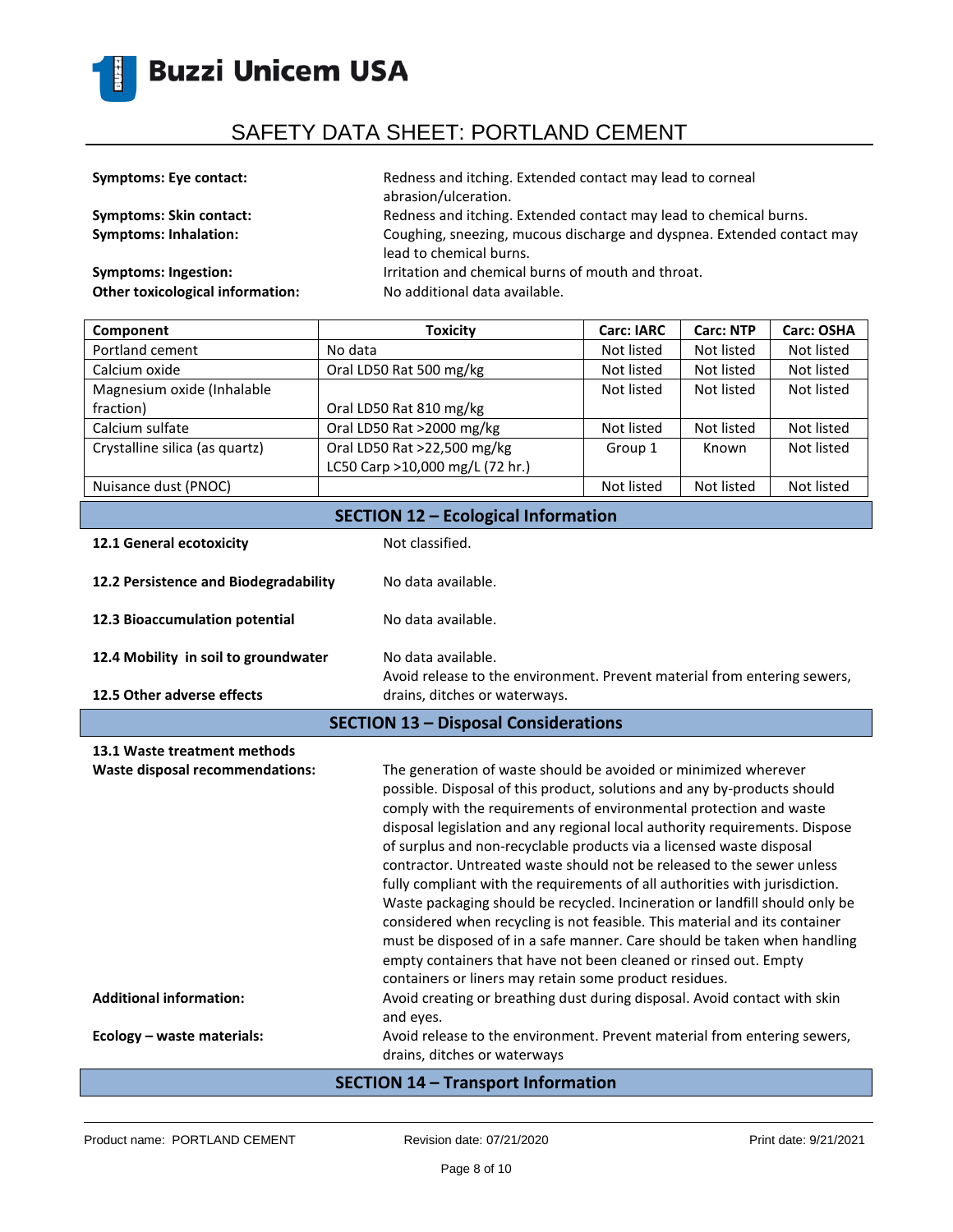**Symptoms: Eye contact:** Redness and itching. Extended contact may lead to corneal abrasion/ulceration.

**Symptoms: Skin contact:** Redness and itching. Extended contact may lead to chemical burns.

**Symptoms: Inhalation:** Coughing, sneezing, mucous discharge and dyspnea. Extended contact may lead to chemical burns.

**Symptoms: Ingestion:** Irritation and chemical burns of mouth and throat.

**Other toxicological information:** No additional data available.

| Component | Toxicity | Carc: IARC | Carc: NTP | Carc: OSHA |
|---|---|---|---|---|
| Portland cement | No data | Not listed | Not listed | Not listed |
| Calcium oxide | Oral LD50 Rat 500 mg/kg | Not listed | Not listed | Not listed |
| Magnesium oxide (Inhalable fraction) | Oral LD50 Rat 810 mg/kg | Not listed | Not listed | Not listed |
| Calcium sulfate | Oral LD50 Rat >2000 mg/kg | Not listed | Not listed | Not listed |
| Crystalline silica (as quartz) | Oral LD50 Rat >22,500 mg/kg<br>LC50 Carp >10,000 mg/L (72 hr.) | Group 1 | Known | Not listed |
| Nuisance dust (PNOC) | | Not listed | Not listed | Not listed |

## SECTION 12 – Ecological Information

**12.1 General ecotoxicity** Not classified.

**12.2 Persistence and Biodegradability** No data available.

**12.3 Bioaccumulation potential** No data available.

**12.4 Mobility in soil to groundwater** No data available.

**12.5 Other adverse effects** Avoid release to the environment. Prevent material from entering sewers, drains, ditches or waterways.

## SECTION 13 – Disposal Considerations

**13.1 Waste treatment methods**

**Waste disposal recommendations:** The generation of waste should be avoided or minimized wherever possible. Disposal of this product, solutions and any by-products should comply with the requirements of environmental protection and waste disposal legislation and any regional local authority requirements. Dispose of surplus and non-recyclable products via a licensed waste disposal contractor. Untreated waste should not be released to the sewer unless fully compliant with the requirements of all authorities with jurisdiction. Waste packaging should be recycled. Incineration or landfill should only be considered when recycling is not feasible. This material and its container must be disposed of in a safe manner. Care should be taken when handling empty containers that have not been cleaned or rinsed out. Empty containers or liners may retain some product residues.

**Additional information:** Avoid creating or breathing dust during disposal. Avoid contact with skin and eyes.

**Ecology – waste materials:** Avoid release to the environment. Prevent material from entering sewers, drains, ditches or waterways

## SECTION 14 – Transport Information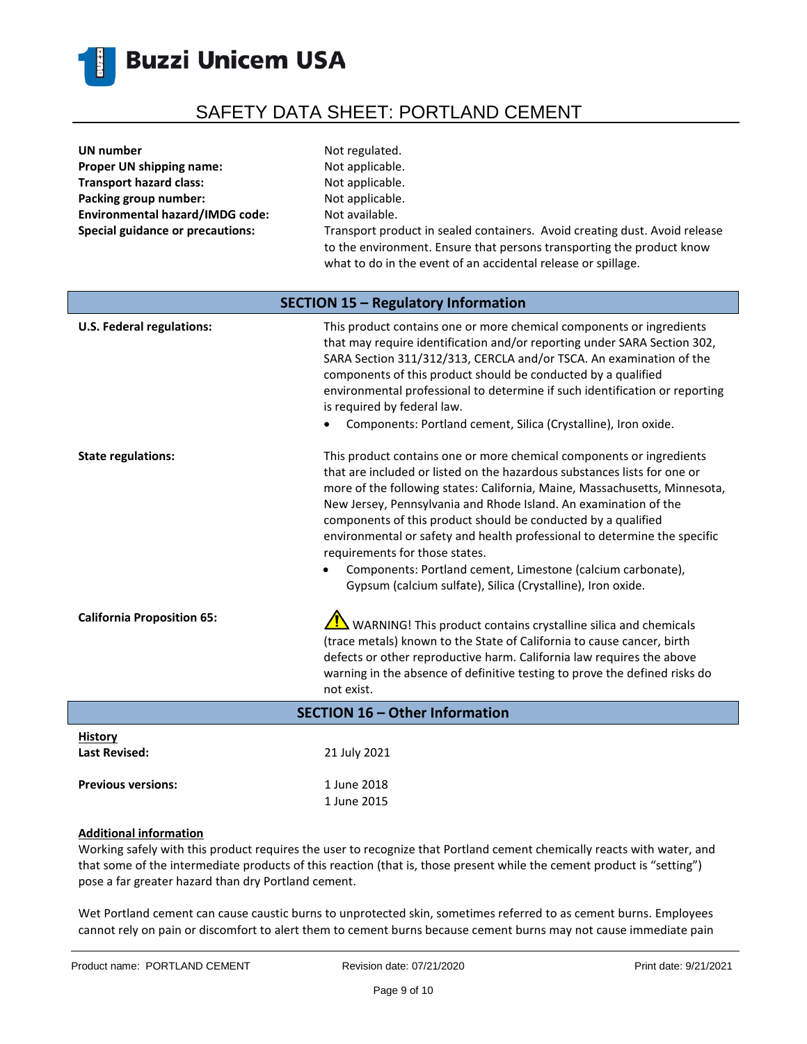**UN number** Not regulated.
**Proper UN shipping name:** Not applicable.
**Transport hazard class:** Not applicable.
**Packing group number:** Not applicable.
**Environmental hazard/IMDG code:** Not available.
**Special guidance or precautions:** Transport product in sealed containers. Avoid creating dust. Avoid release to the environment. Ensure that persons transporting the product know what to do in the event of an accidental release or spillage.

## SECTION 15 – Regulatory Information

**U.S. Federal regulations:**

This product contains one or more chemical components or ingredients that may require identification and/or reporting under SARA Section 302, SARA Section 311/312/313, CERCLA and/or TSCA. An examination of the components of this product should be conducted by a qualified environmental professional to determine if such identification or reporting is required by federal law.

- Components: Portland cement, Silica (Crystalline), Iron oxide.

**State regulations:**

This product contains one or more chemical components or ingredients that are included or listed on the hazardous substances lists for one or more of the following states: California, Maine, Massachusetts, Minnesota, New Jersey, Pennsylvania and Rhode Island. An examination of the components of this product should be conducted by a qualified environmental or safety and health professional to determine the specific requirements for those states.

- Components: Portland cement, Limestone (calcium carbonate), Gypsum (calcium sulfate), Silica (Crystalline), Iron oxide.

**California Proposition 65:**

⚠ WARNING! This product contains crystalline silica and chemicals (trace metals) known to the State of California to cause cancer, birth defects or other reproductive harm. California law requires the above warning in the absence of definitive testing to prove the defined risks do not exist.

## SECTION 16 – Other Information

**History**

**Last Revised:** 21 July 2021

**Previous versions:** 1 June 2018
1 June 2015

**Additional information**

Working safely with this product requires the user to recognize that Portland cement chemically reacts with water, and that some of the intermediate products of this reaction (that is, those present while the cement product is "setting") pose a far greater hazard than dry Portland cement.

Wet Portland cement can cause caustic burns to unprotected skin, sometimes referred to as cement burns. Employees cannot rely on pain or discomfort to alert them to cement burns because cement burns may not cause immediate pain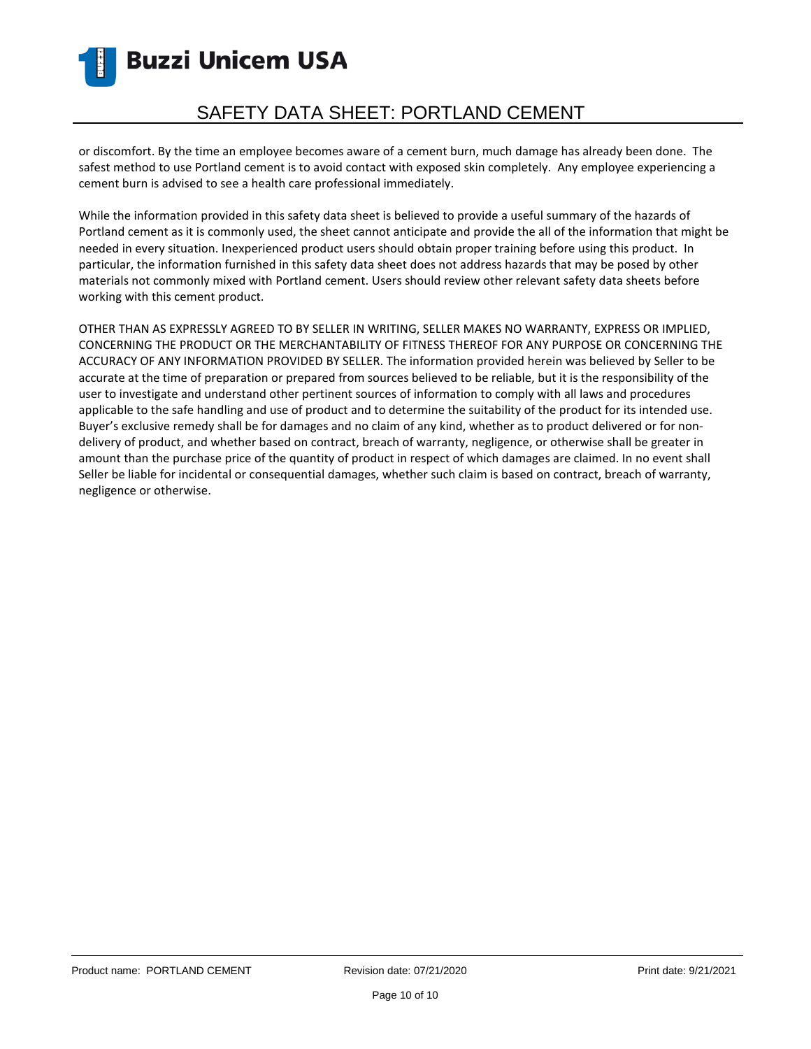or discomfort. By the time an employee becomes aware of a cement burn, much damage has already been done. The safest method to use Portland cement is to avoid contact with exposed skin completely. Any employee experiencing a cement burn is advised to see a health care professional immediately.

While the information provided in this safety data sheet is believed to provide a useful summary of the hazards of Portland cement as it is commonly used, the sheet cannot anticipate and provide the all of the information that might be needed in every situation. Inexperienced product users should obtain proper training before using this product. In particular, the information furnished in this safety data sheet does not address hazards that may be posed by other materials not commonly mixed with Portland cement. Users should review other relevant safety data sheets before working with this cement product.

OTHER THAN AS EXPRESSLY AGREED TO BY SELLER IN WRITING, SELLER MAKES NO WARRANTY, EXPRESS OR IMPLIED, CONCERNING THE PRODUCT OR THE MERCHANTABILITY OF FITNESS THEREOF FOR ANY PURPOSE OR CONCERNING THE ACCURACY OF ANY INFORMATION PROVIDED BY SELLER. The information provided herein was believed by Seller to be accurate at the time of preparation or prepared from sources believed to be reliable, but it is the responsibility of the user to investigate and understand other pertinent sources of information to comply with all laws and procedures applicable to the safe handling and use of product and to determine the suitability of the product for its intended use. Buyer's exclusive remedy shall be for damages and no claim of any kind, whether as to product delivered or for non-delivery of product, and whether based on contract, breach of warranty, negligence, or otherwise shall be greater in amount than the purchase price of the quantity of product in respect of which damages are claimed. In no event shall Seller be liable for incidental or consequential damages, whether such claim is based on contract, breach of warranty, negligence or otherwise.